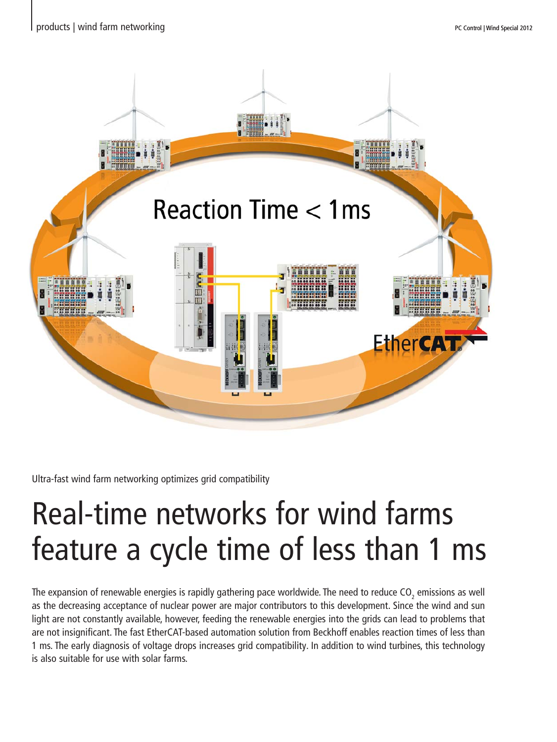Ultra-fast wind farm networking optimizes grid compatibility

# Real-time networks for wind farms feature a cycle time of less than 1 ms

The expansion of renewable energies is rapidly gathering pace worldwide. The need to reduce $CO_2$ emissions as well as the decreasing acceptance of nuclear power are major contributors to this development. Since the wind and sun light are not constantly available, however, feeding the renewable energies into the grids can lead to problems that are not insignificant. The fast EtherCAT-based automation solution from Beckhoff enables reaction times of less than 1 ms. The early diagnosis of voltage drops increases grid compatibility. In addition to wind turbines, this technology is also suitable for use with solar farms.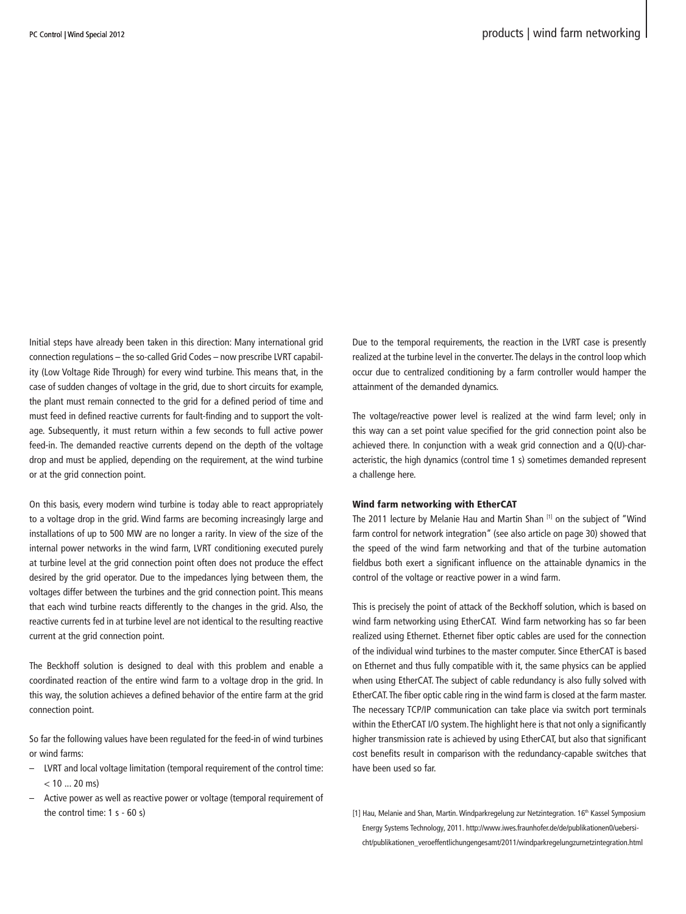Initial steps have already been taken in this direction: Many international grid connection regulations – the so-called Grid Codes – now prescribe LVRT capability (Low Voltage Ride Through) for every wind turbine. This means that, in the case of sudden changes of voltage in the grid, due to short circuits for example, the plant must remain connected to the grid for a defined period of time and must feed in defined reactive currents for fault-finding and to support the voltage. Subsequently, it must return within a few seconds to full active power feed-in. The demanded reactive currents depend on the depth of the voltage drop and must be applied, depending on the requirement, at the wind turbine or at the grid connection point.

On this basis, every modern wind turbine is today able to react appropriately to a voltage drop in the grid. Wind farms are becoming increasingly large and installations of up to 500 MW are no longer a rarity. In view of the size of the internal power networks in the wind farm, LVRT conditioning executed purely at turbine level at the grid connection point often does not produce the effect desired by the grid operator. Due to the impedances lying between them, the voltages differ between the turbines and the grid connection point. This means that each wind turbine reacts differently to the changes in the grid. Also, the reactive currents fed in at turbine level are not identical to the resulting reactive current at the grid connection point.

The Beckhoff solution is designed to deal with this problem and enable a coordinated reaction of the entire wind farm to a voltage drop in the grid. In this way, the solution achieves a defined behavior of the entire farm at the grid connection point.

So far the following values have been regulated for the feed-in of wind turbines or wind farms:

- LVRT and local voltage limitation (temporal requirement of the control time: < 10 … 20 ms)
- Active power as well as reactive power or voltage (temporal requirement of the control time: 1 s - 60 s)

Due to the temporal requirements, the reaction in the LVRT case is presently realized at the turbine level in the converter. The delays in the control loop which occur due to centralized conditioning by a farm controller would hamper the attainment of the demanded dynamics.

The voltage/reactive power level is realized at the wind farm level; only in this way can a set point value specified for the grid connection point also be achieved there. In conjunction with a weak grid connection and a Q(U)-characteristic, the high dynamics (control time 1 s) sometimes demanded represent a challenge here.

## Wind farm networking with EtherCAT

The 2011 lecture by Melanie Hau and Martin Shan [1] on the subject of "Wind farm control for network integration" (see also article on page 30) showed that the speed of the wind farm networking and that of the turbine automation fieldbus both exert a significant influence on the attainable dynamics in the control of the voltage or reactive power in a wind farm.

This is precisely the point of attack of the Beckhoff solution, which is based on wind farm networking using EtherCAT. Wind farm networking has so far been realized using Ethernet. Ethernet fiber optic cables are used for the connection of the individual wind turbines to the master computer. Since EtherCAT is based on Ethernet and thus fully compatible with it, the same physics can be applied when using EtherCAT. The subject of cable redundancy is also fully solved with EtherCAT. The fiber optic cable ring in the wind farm is closed at the farm master. The necessary TCP/IP communication can take place via switch port terminals within the EtherCAT I/O system. The highlight here is that not only a significantly higher transmission rate is achieved by using EtherCAT, but also that significant cost benefits result in comparison with the redundancy-capable switches that have been used so far.

[1] Hau, Melanie and Shan, Martin. Windparkregelung zur Netzintegration. 16th Kassel Symposium Energy Systems Technology, 2011. http://www.iwes.fraunhofer.de/de/publikationen0/uebersicht/publikationen_veroeffentlichungengesamt/2011/windparkregelungzurnetzintegration.html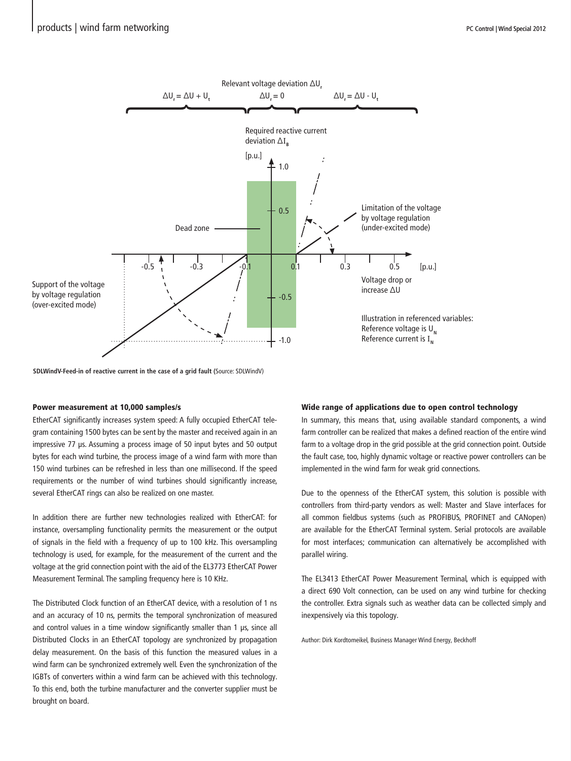SDLWindV-Feed-in of reactive current in the case of a grid fault (Source: SDLWindV)

#### Power measurement at 10,000 samples/s

EtherCAT significantly increases system speed: A fully occupied EtherCAT telegram containing 1500 bytes can be sent by the master and received again in an impressive 77 µs. Assuming a process image of 50 input bytes and 50 output bytes for each wind turbine, the process image of a wind farm with more than 150 wind turbines can be refreshed in less than one millisecond. If the speed requirements or the number of wind turbines should significantly increase, several EtherCAT rings can also be realized on one master.

In addition there are further new technologies realized with EtherCAT: for instance, oversampling functionality permits the measurement or the output of signals in the field with a frequency of up to 100 kHz. This oversampling technology is used, for example, for the measurement of the current and the voltage at the grid connection point with the aid of the EL3773 EtherCAT Power Measurement Terminal. The sampling frequency here is 10 KHz.

The Distributed Clock function of an EtherCAT device, with a resolution of 1 ns and an accuracy of 10 ns, permits the temporal synchronization of measured and control values in a time window significantly smaller than 1 µs, since all Distributed Clocks in an EtherCAT topology are synchronized by propagation delay measurement. On the basis of this function the measured values in a wind farm can be synchronized extremely well. Even the synchronization of the IGBTs of converters within a wind farm can be achieved with this technology. To this end, both the turbine manufacturer and the converter supplier must be brought on board.

#### Wide range of applications due to open control technology

In summary, this means that, using available standard components, a wind farm controller can be realized that makes a defined reaction of the entire wind farm to a voltage drop in the grid possible at the grid connection point. Outside the fault case, too, highly dynamic voltage or reactive power controllers can be implemented in the wind farm for weak grid connections.

Due to the openness of the EtherCAT system, this solution is possible with controllers from third-party vendors as well: Master and Slave interfaces for all common fieldbus systems (such as PROFIBUS, PROFINET and CANopen) are available for the EtherCAT Terminal system. Serial protocols are available for most interfaces; communication can alternatively be accomplished with parallel wiring.

The EL3413 EtherCAT Power Measurement Terminal, which is equipped with a direct 690 Volt connection, can be used on any wind turbine for checking the controller. Extra signals such as weather data can be collected simply and inexpensively via this topology.

Author: Dirk Kordtomeikel, Business Manager Wind Energy, Beckhoff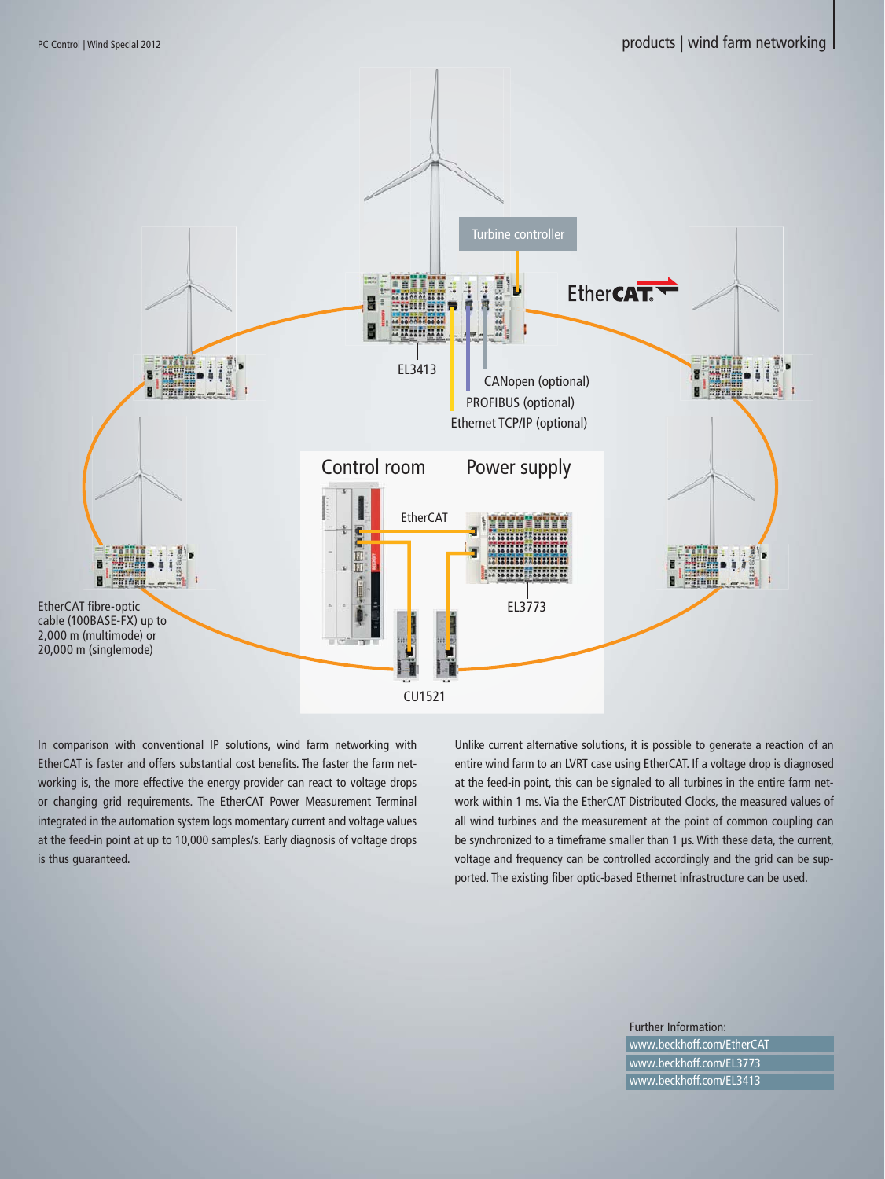Turbine controller

EtherCAT

EL3413

CANopen (optional)

PROFIBUS (optional)

Ethernet TCP/IP (optional)

Control room

Power supply

EtherCAT

EL3773

CU1521

EtherCAT fibre-optic cable (100BASE-FX) up to 2,000 m (multimode) or 20,000 m (singlemode)

In comparison with conventional IP solutions, wind farm networking with EtherCAT is faster and offers substantial cost benefits. The faster the farm networking is, the more effective the energy provider can react to voltage drops or changing grid requirements. The EtherCAT Power Measurement Terminal integrated in the automation system logs momentary current and voltage values at the feed-in point at up to 10,000 samples/s. Early diagnosis of voltage drops is thus guaranteed.

Unlike current alternative solutions, it is possible to generate a reaction of an entire wind farm to an LVRT case using EtherCAT. If a voltage drop is diagnosed at the feed-in point, this can be signaled to all turbines in the entire farm network within 1 ms. Via the EtherCAT Distributed Clocks, the measured values of all wind turbines and the measurement at the point of common coupling can be synchronized to a timeframe smaller than 1 µs. With these data, the current, voltage and frequency can be controlled accordingly and the grid can be supported. The existing fiber optic-based Ethernet infrastructure can be used.

Further Information:
www.beckhoff.com/EtherCAT
www.beckhoff.com/EL3773
www.beckhoff.com/EL3413